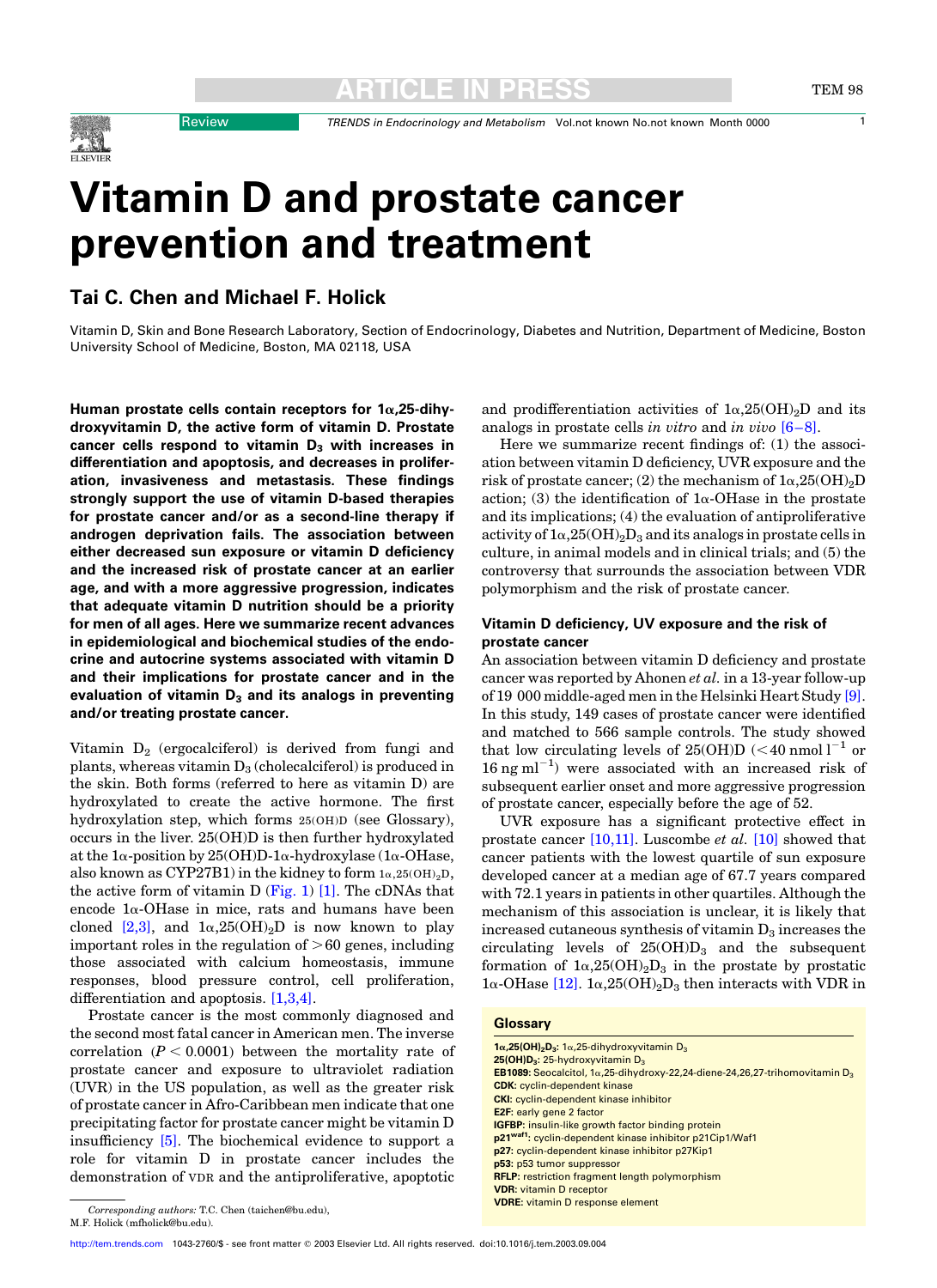# Vitamin D and prostate cancer prevention and treatment

## Tai C. Chen and Michael F. Holick

Vitamin D, Skin and Bone Research Laboratory, Section of Endocrinology, Diabetes and Nutrition, Department of Medicine, Boston University School of Medicine, Boston, MA 02118, USA

**Human prostate cells contain receptors for 1α,25-dihydroxyvitamin D, the active form of vitamin D. Prostate cancer cells respond to vitamin $D_3$ with increases in differentiation and apoptosis, and decreases in proliferation, invasiveness and metastasis. These findings strongly support the use of vitamin D-based therapies for prostate cancer and/or as a second-line therapy if androgen deprivation fails. The association between either decreased sun exposure or vitamin D deficiency and the increased risk of prostate cancer at an earlier age, and with a more aggressive progression, indicates that adequate vitamin D nutrition should be a priority for men of all ages. Here we summarize recent advances in epidemiological and biochemical studies of the endocrine and autocrine systems associated with vitamin D and their implications for prostate cancer and in the evaluation of vitamin $D_3$ and its analogs in preventing and/or treating prostate cancer.**

Vitamin $D_2$ (ergocalciferol) is derived from fungi and plants, whereas vitamin $D_3$ (cholecalciferol) is produced in the skin. Both forms (referred to here as vitamin D) are hydroxylated to create the active hormone. The first hydroxylation step, which forms 25(OH)D (see Glossary), occurs in the liver. 25(OH)D is then further hydroxylated at the 1α-position by 25(OH)D-1α-hydroxylase (1α-OHase, also known as CYP27B1) in the kidney to form $1\alpha,25(OH)_2D$, the active form of vitamin D (Fig. 1) [1]. The cDNAs that encode 1α-OHase in mice, rats and humans have been cloned [2,3], and $1\alpha,25(OH)_2D$ is now known to play important roles in the regulation of >60 genes, including those associated with calcium homeostasis, immune responses, blood pressure control, cell proliferation, differentiation and apoptosis. [1,3,4].

Prostate cancer is the most commonly diagnosed and the second most fatal cancer in American men. The inverse correlation ($P < 0.0001$) between the mortality rate of prostate cancer and exposure to ultraviolet radiation (UVR) in the US population, as well as the greater risk of prostate cancer in Afro-Caribbean men indicate that one precipitating factor for prostate cancer might be vitamin D insufficiency [5]. The biochemical evidence to support a role for vitamin D in prostate cancer includes the demonstration of VDR and the antiproliferative, apoptotic and prodifferentiation activities of $1\alpha,25(OH)_2D$ and its analogs in prostate cells *in vitro* and *in vivo* [6–8].

Here we summarize recent findings of: (1) the association between vitamin D deficiency, UVR exposure and the risk of prostate cancer; (2) the mechanism of $1\alpha,25(OH)_2D$ action; (3) the identification of 1α-OHase in the prostate and its implications; (4) the evaluation of antiproliferative activity of $1\alpha,25(OH)_2D_3$ and its analogs in prostate cells in culture, in animal models and in clinical trials; and (5) the controversy that surrounds the association between VDR polymorphism and the risk of prostate cancer.

### Vitamin D deficiency, UV exposure and the risk of prostate cancer

An association between vitamin D deficiency and prostate cancer was reported by Ahonen *et al.* in a 13-year follow-up of 19 000 middle-aged men in the Helsinki Heart Study [9]. In this study, 149 cases of prostate cancer were identified and matched to 566 sample controls. The study showed that low circulating levels of 25(OH)D ($<40$ nmol $l^{-1}$ or 16 ng $ml^{-1}$) were associated with an increased risk of subsequent earlier onset and more aggressive progression of prostate cancer, especially before the age of 52.

UVR exposure has a significant protective effect in prostate cancer [10,11]. Luscombe *et al.* [10] showed that cancer patients with the lowest quartile of sun exposure developed cancer at a median age of 67.7 years compared with 72.1 years in patients in other quartiles. Although the mechanism of this association is unclear, it is likely that increased cutaneous synthesis of vitamin $D_3$ increases the circulating levels of $25(OH)D_3$ and the subsequent formation of $1\alpha,25(OH)_2D_3$ in the prostate by prostatic 1α-OHase [12]. $1\alpha,25(OH)_2D_3$ then interacts with VDR in

**Glossary**

- **$1\alpha,25(OH)_2D_3$:** 1α,25-dihydroxyvitamin $D_3$
- **$25(OH)D_3$:** 25-hydroxyvitamin $D_3$
- **EB1089:** Seocalcitol, 1α,25-dihydroxy-22,24-diene-24,26,27-trihomovitamin $D_3$
- **CDK:** cyclin-dependent kinase
- **CKI:** cyclin-dependent kinase inhibitor
- **E2F:** early gene 2 factor
- **IGFBP:** insulin-like growth factor binding protein
- **p21[waf1]:** cyclin-dependent kinase inhibitor p21Cip1/Waf1
- **p27:** cyclin-dependent kinase inhibitor p27Kip1
- **p53:** p53 tumor suppressor
- **RFLP:** restriction fragment length polymorphism
- **VDR:** vitamin D receptor
- **VDRE:** vitamin D response element

*Corresponding authors:* T.C. Chen (taichen@bu.edu), M.F. Holick (mfholick@bu.edu).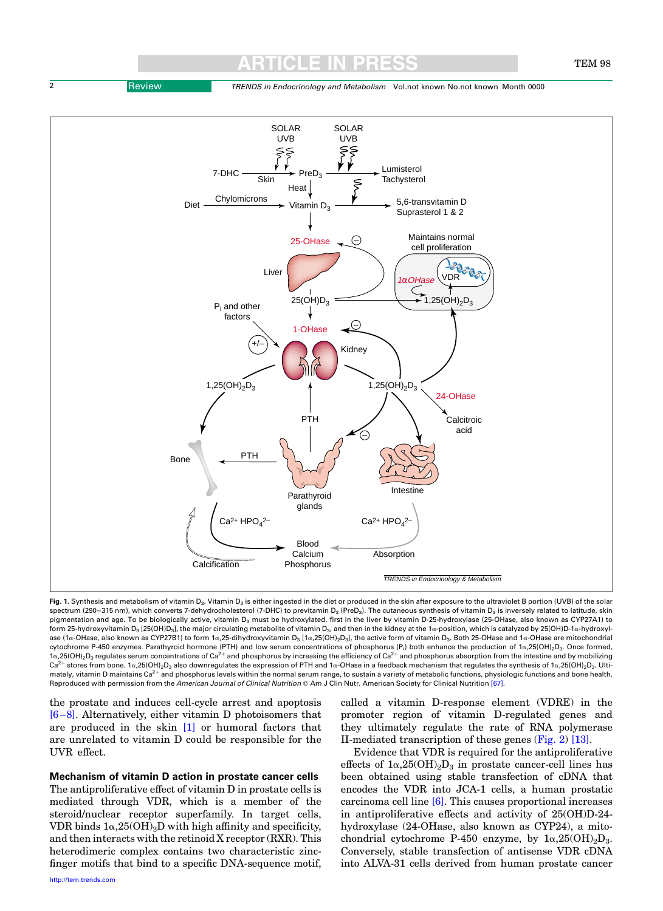Fig. 1. Synthesis and metabolism of vitamin $D_3$. Vitamin $D_3$ is either ingested in the diet or produced in the skin after exposure to the ultraviolet B portion (UVB) of the solar spectrum (290–315 nm), which converts 7-dehydrocholesterol (7-DHC) to previtamin $D_3$ ($PreD_3$). The cutaneous synthesis of vitamin $D_3$ is inversely related to latitude, skin pigmentation and age. To be biologically active, vitamin $D_3$ must be hydroxylated, first in the liver by vitamin D-25-hydroxylase (25-OHase, also known as CYP27A1) to form 25-hydroxyvitamin $D_3$ [$25(OH)D_3$], the major circulating metabolite of vitamin $D_3$, and then in the kidney at the 1α-position, which is catalyzed by 25(OH)D-1α-hydroxylase (1α-OHase, also known as CYP27B1) to form 1α,25-dihydroxyvitamin $D_3$ [$1\alpha,25(OH)_2D_3$], the active form of vitamin $D_3$. Both 25-OHase and 1α-OHase are mitochondrial cytochrome P-450 enzymes. Parathyroid hormone (PTH) and low serum concentrations of phosphorus ($P_i$) both enhance the production of $1\alpha,25(OH)_2D_3$. Once formed, $1\alpha,25(OH)_2D_3$ regulates serum concentrations of $Ca^{2+}$ and phosphorus by increasing the efficiency of $Ca^{2+}$ and phosphorus absorption from the intestine and by mobilizing $Ca^{2+}$ stores from bone. $1\alpha,25(OH)_2D_3$ also downregulates the expression of PTH and 1α-OHase in a feedback mechanism that regulates the synthesis of $1\alpha,25(OH)_2D_3$. Ultimately, vitamin D maintains $Ca^{2+}$ and phosphorus levels within the normal serum range, to sustain a variety of metabolic functions, physiologic functions and bone health. Reproduced with permission from the *American Journal of Clinical Nutrition* © Am J Clin Nutr. American Society for Clinical Nutrition [67].

the prostate and induces cell-cycle arrest and apoptosis [6–8]. Alternatively, either vitamin D photoisomers that are produced in the skin [1] or humoral factors that are unrelated to vitamin D could be responsible for the UVR effect.

### Mechanism of vitamin D action in prostate cancer cells

The antiproliferative effect of vitamin D in prostate cells is mediated through VDR, which is a member of the steroid/nuclear receptor superfamily. In target cells, VDR binds $1\alpha,25(OH)_2D$ with high affinity and specificity, and then interacts with the retinoid X receptor (RXR). This heterodimeric complex contains two characteristic zinc-finger motifs that bind to a specific DNA-sequence motif, called a vitamin D-response element (VDRE) in the promoter region of vitamin D-regulated genes and they ultimately regulate the rate of RNA polymerase II-mediated transcription of these genes (Fig. 2) [13].

Evidence that VDR is required for the antiproliferative effects of $1\alpha,25(OH)_2D_3$ in prostate cancer-cell lines has been obtained using stable transfection of cDNA that encodes the VDR into JCA-1 cells, a human prostatic carcinoma cell line [6]. This causes proportional increases in antiproliferative effects and activity of 25(OH)D-24-hydroxylase (24-OHase, also known as CYP24), a mitochondrial cytochrome P-450 enzyme, by $1\alpha,25(OH)_2D_3$. Conversely, stable transfection of antisense VDR cDNA into ALVA-31 cells derived from human prostate cancer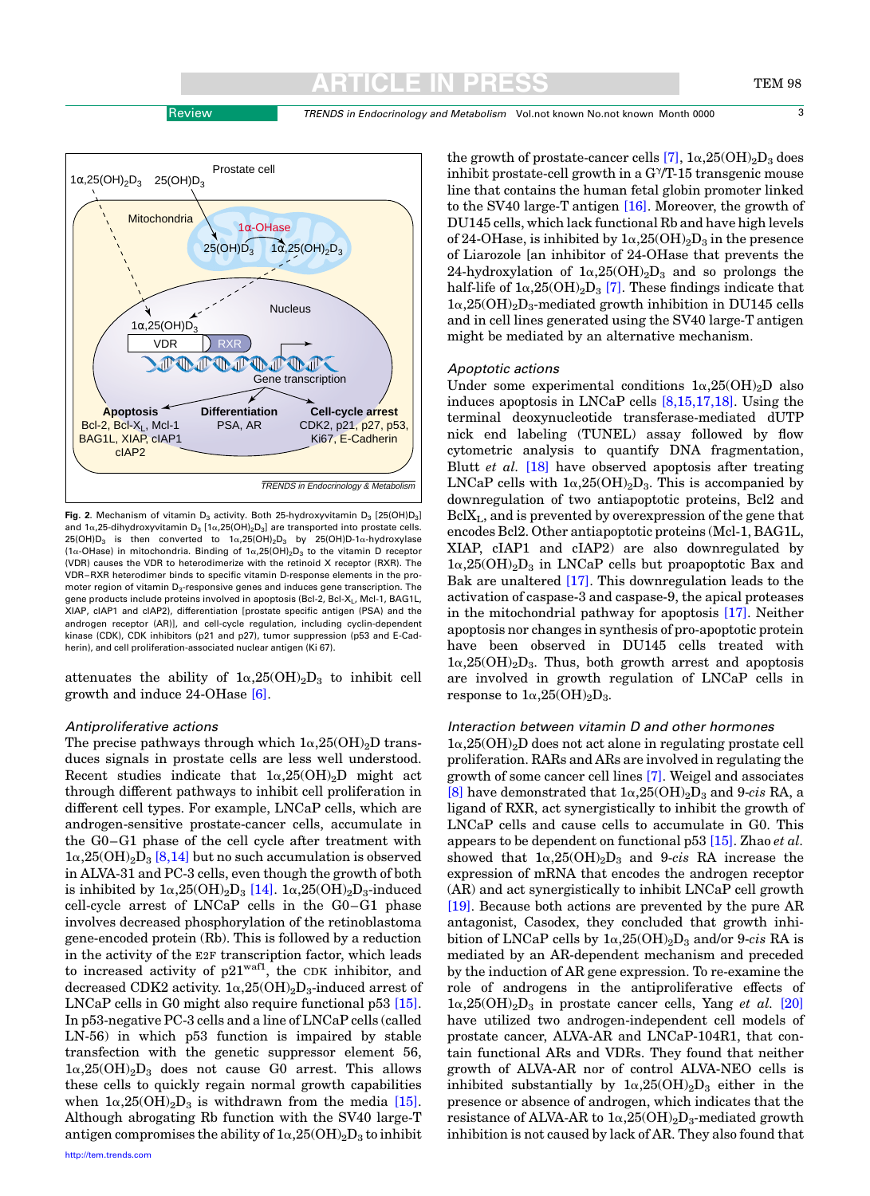**Fig. 2.** Mechanism of vitamin $D_3$ activity. Both 25-hydroxyvitamin $D_3$ [25(OH)$D_3$] and 1α,25-dihydroxyvitamin $D_3$ [1α,25(OH)$_2D_3$] are transported into prostate cells. 25(OH)$D_3$ is then converted to 1α,25(OH)$_2D_3$ by 25(OH)D-1α-hydroxylase (1α-OHase) in mitochondria. Binding of 1α,25(OH)$_2D_3$ to the vitamin D receptor (VDR) causes the VDR to heterodimerize with the retinoid X receptor (RXR). The VDR–RXR heterodimer binds to specific vitamin D-response elements in the promoter region of vitamin $D_3$-responsive genes and induces gene transcription. The gene products include proteins involved in apoptosis (Bcl-2, Bcl-$X_L$, Mcl-1, BAG1L, XIAP, cIAP1 and cIAP2), differentiation [prostate specific antigen (PSA) and the androgen receptor (AR)], and cell-cycle regulation, including cyclin-dependent kinase (CDK), CDK inhibitors (p21 and p27), tumor suppression (p53 and E-Cadherin), and cell proliferation-associated nuclear antigen (Ki 67).

attenuates the ability of 1α,25(OH)$_2D_3$ to inhibit cell growth and induce 24-OHase [6].

### Antiproliferative actions

The precise pathways through which 1α,25(OH)$_2$D transduces signals in prostate cells are less well understood. Recent studies indicate that 1α,25(OH)$_2$D might act through different pathways to inhibit cell proliferation in different cell types. For example, LNCaP cells, which are androgen-sensitive prostate-cancer cells, accumulate in the G0–G1 phase of the cell cycle after treatment with 1α,25(OH)$_2D_3$ [8,14] but no such accumulation is observed in ALVA-31 and PC-3 cells, even though the growth of both is inhibited by 1α,25(OH)$_2D_3$ [14]. 1α,25(OH)$_2D_3$-induced cell-cycle arrest of LNCaP cells in the G0–G1 phase involves decreased phosphorylation of the retinoblastoma gene-encoded protein (Rb). This is followed by a reduction in the activity of the E2F transcription factor, which leads to increased activity of $p21^{waf1}$, the CDK inhibitor, and decreased CDK2 activity. 1α,25(OH)$_2D_3$-induced arrest of LNCaP cells in G0 might also require functional p53 [15]. In p53-negative PC-3 cells and a line of LNCaP cells (called LN-56) in which p53 function is impaired by stable transfection with the genetic suppressor element 56, 1α,25(OH)$_2D_3$ does not cause G0 arrest. This allows these cells to quickly regain normal growth capabilities when 1α,25(OH)$_2D_3$ is withdrawn from the media [15]. Although abrogating Rb function with the SV40 large-T antigen compromises the ability of 1α,25(OH)$_2D_3$ to inhibit the growth of prostate-cancer cells [7], 1α,25(OH)$_2D_3$ does inhibit prostate-cell growth in a $G^{\gamma}$/T-15 transgenic mouse line that contains the human fetal globin promoter linked to the SV40 large-T antigen [16]. Moreover, the growth of DU145 cells, which lack functional Rb and have high levels of 24-OHase, is inhibited by 1α,25(OH)$_2D_3$ in the presence of Liarozole [an inhibitor of 24-OHase that prevents the 24-hydroxylation of 1α,25(OH)$_2D_3$ and so prolongs the half-life of 1α,25(OH)$_2D_3$ [7]. These findings indicate that 1α,25(OH)$_2D_3$-mediated growth inhibition in DU145 cells and in cell lines generated using the SV40 large-T antigen might be mediated by an alternative mechanism.

### Apoptotic actions

Under some experimental conditions 1α,25(OH)$_2$D also induces apoptosis in LNCaP cells [8,15,17,18]. Using the terminal deoxynucleotide transferase-mediated dUTP nick end labeling (TUNEL) assay followed by flow cytometric analysis to quantify DNA fragmentation, Blutt *et al.* [18] have observed apoptosis after treating LNCaP cells with 1α,25(OH)$_2D_3$. This is accompanied by downregulation of two antiapoptotic proteins, Bcl2 and Bcl$X_L$, and is prevented by overexpression of the gene that encodes Bcl2. Other antiapoptotic proteins (Mcl-1, BAG1L, XIAP, cIAP1 and cIAP2) are also downregulated by 1α,25(OH)$_2D_3$ in LNCaP cells but proapoptotic Bax and Bak are unaltered [17]. This downregulation leads to the activation of caspase-3 and caspase-9, the apical proteases in the mitochondrial pathway for apoptosis [17]. Neither apoptosis nor changes in synthesis of pro-apoptotic protein have been observed in DU145 cells treated with 1α,25(OH)$_2D_3$. Thus, both growth arrest and apoptosis are involved in growth regulation of LNCaP cells in response to 1α,25(OH)$_2D_3$.

### Interaction between vitamin D and other hormones

1α,25(OH)$_2$D does not act alone in regulating prostate cell proliferation. RARs and ARs are involved in regulating the growth of some cancer cell lines [7]. Weigel and associates [8] have demonstrated that 1α,25(OH)$_2D_3$ and 9-*cis* RA, a ligand of RXR, act synergistically to inhibit the growth of LNCaP cells and cause cells to accumulate in G0. This appears to be dependent on functional p53 [15]. Zhao *et al.* showed that 1α,25(OH)$_2D_3$ and 9-*cis* RA increase the expression of mRNA that encodes the androgen receptor (AR) and act synergistically to inhibit LNCaP cell growth [19]. Because both actions are prevented by the pure AR antagonist, Casodex, they concluded that growth inhibition of LNCaP cells by 1α,25(OH)$_2D_3$ and/or 9-*cis* RA is mediated by an AR-dependent mechanism and preceded by the induction of AR gene expression. To re-examine the role of androgens in the antiproliferative effects of 1α,25(OH)$_2D_3$ in prostate cancer cells, Yang *et al.* [20] have utilized two androgen-independent cell models of prostate cancer, ALVA-AR and LNCaP-104R1, that contain functional ARs and VDRs. They found that neither growth of ALVA-AR nor of control ALVA-NEO cells is inhibited substantially by 1α,25(OH)$_2D_3$ either in the presence or absence of androgen, which indicates that the resistance of ALVA-AR to 1α,25(OH)$_2D_3$-mediated growth inhibition is not caused by lack of AR. They also found that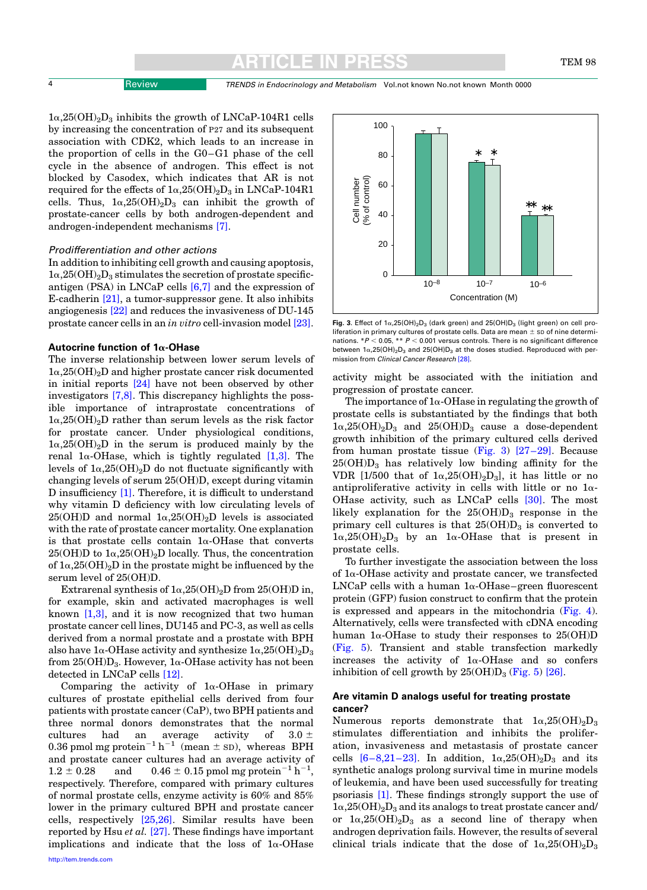$1\alpha,25(OH)_2D_3$ inhibits the growth of LNCaP-104R1 cells by increasing the concentration of P27 and its subsequent association with CDK2, which leads to an increase in the proportion of cells in the G0–G1 phase of the cell cycle in the absence of androgen. This effect is not blocked by Casodex, which indicates that AR is not required for the effects of $1\alpha,25(OH)_2D_3$ in LNCaP-104R1 cells. Thus, $1\alpha,25(OH)_2D_3$ can inhibit the growth of prostate-cancer cells by both androgen-dependent and androgen-independent mechanisms [7].

### *Prodifferentiation and other actions*

In addition to inhibiting cell growth and causing apoptosis, $1\alpha,25(OH)_2D_3$ stimulates the secretion of prostate specific-antigen (PSA) in LNCaP cells [6,7] and the expression of E-cadherin [21], a tumor-suppressor gene. It also inhibits angiogenesis [22] and reduces the invasiveness of DU-145 prostate cancer cells in an *in vitro* cell-invasion model [23].

### Autocrine function of 1α-OHase

The inverse relationship between lower serum levels of $1\alpha,25(OH)_2D$ and higher prostate cancer risk documented in initial reports [24] have not been observed by other investigators [7,8]. This discrepancy highlights the possible importance of intraprostate concentrations of $1\alpha,25(OH)_2D$ rather than serum levels as the risk factor for prostate cancer. Under physiological conditions, $1\alpha,25(OH)_2D$ in the serum is produced mainly by the renal 1α-OHase, which is tightly regulated [1,3]. The levels of $1\alpha,25(OH)_2D$ do not fluctuate significantly with changing levels of serum 25(OH)D, except during vitamin D insufficiency [1]. Therefore, it is difficult to understand why vitamin D deficiency with low circulating levels of 25(OH)D and normal $1\alpha,25(OH)_2D$ levels is associated with the rate of prostate cancer mortality. One explanation is that prostate cells contain 1α-OHase that converts 25(OH)D to $1\alpha,25(OH)_2D$ locally. Thus, the concentration of $1\alpha,25(OH)_2D$ in the prostate might be influenced by the serum level of 25(OH)D.

Extrarenal synthesis of $1\alpha,25(OH)_2D$ from 25(OH)D in, for example, skin and activated macrophages is well known [1,3], and it is now recognized that two human prostate cancer cell lines, DU145 and PC-3, as well as cells derived from a normal prostate and a prostate with BPH also have 1α-OHase activity and synthesize $1\alpha,25(OH)_2D_3$ from $25(OH)D_3$. However, 1α-OHase activity has not been detected in LNCaP cells [12].

Comparing the activity of 1α-OHase in primary cultures of prostate epithelial cells derived from four patients with prostate cancer (CaP), two BPH patients and three normal donors demonstrates that the normal cultures had an average activity of $3.0 \pm 0.36$ pmol mg protein$^{-1}$ h$^{-1}$ (mean ± SD), whereas BPH and prostate cancer cultures had an average activity of $1.2 \pm 0.28$ and $0.46 \pm 0.15$ pmol mg protein$^{-1}$ h$^{-1}$, respectively. Therefore, compared with primary cultures of normal prostate cells, enzyme activity is 60% and 85% lower in the primary cultured BPH and prostate cancer cells, respectively [25,26]. Similar results have been reported by Hsu *et al.* [27]. These findings have important implications and indicate that the loss of 1α-OHase activity might be associated with the initiation and progression of prostate cancer.

Fig. 3. Effect of $1\alpha,25(OH)_2D_3$ (dark green) and $25(OH)D_3$ (light green) on cell proliferation in primary cultures of prostate cells. Data are mean ± SD of nine determinations. $*P < 0.05$, $**P < 0.001$ versus controls. There is no significant difference between $1\alpha,25(OH)_2D_3$ and $25(OH)D_3$ at the doses studied. Reproduced with permission from *Clinical Cancer Research* [28].

The importance of 1α-OHase in regulating the growth of prostate cells is substantiated by the findings that both $1\alpha,25(OH)_2D_3$ and $25(OH)D_3$ cause a dose-dependent growth inhibition of the primary cultured cells derived from human prostate tissue (Fig. 3) [27–29]. Because $25(OH)D_3$ has relatively low binding affinity for the VDR [1/500 that of $1\alpha,25(OH)_2D_3$], it has little or no antiproliferative activity in cells with little or no 1α-OHase activity, such as LNCaP cells [30]. The most likely explanation for the $25(OH)D_3$ response in the primary cell cultures is that $25(OH)D_3$ is converted to $1\alpha,25(OH)_2D_3$ by an 1α-OHase that is present in prostate cells.

To further investigate the association between the loss of 1α-OHase activity and prostate cancer, we transfected LNCaP cells with a human 1α-OHase–green fluorescent protein (GFP) fusion construct to confirm that the protein is expressed and appears in the mitochondria (Fig. 4). Alternatively, cells were transfected with cDNA encoding human 1α-OHase to study their responses to 25(OH)D (Fig. 5). Transient and stable transfection markedly increases the activity of 1α-OHase and so confers inhibition of cell growth by $25(OH)D_3$ (Fig. 5) [26].

### Are vitamin D analogs useful for treating prostate cancer?

Numerous reports demonstrate that $1\alpha,25(OH)_2D_3$ stimulates differentiation and inhibits the proliferation, invasiveness and metastasis of prostate cancer cells [6–8,21–23]. In addition, $1\alpha,25(OH)_2D_3$ and its synthetic analogs prolong survival time in murine models of leukemia, and have been used successfully for treating psoriasis [1]. These findings strongly support the use of $1\alpha,25(OH)_2D_3$ and its analogs to treat prostate cancer and/or $1\alpha,25(OH)_2D_3$ as a second line of therapy when androgen deprivation fails. However, the results of several clinical trials indicate that the dose of $1\alpha,25(OH)_2D_3$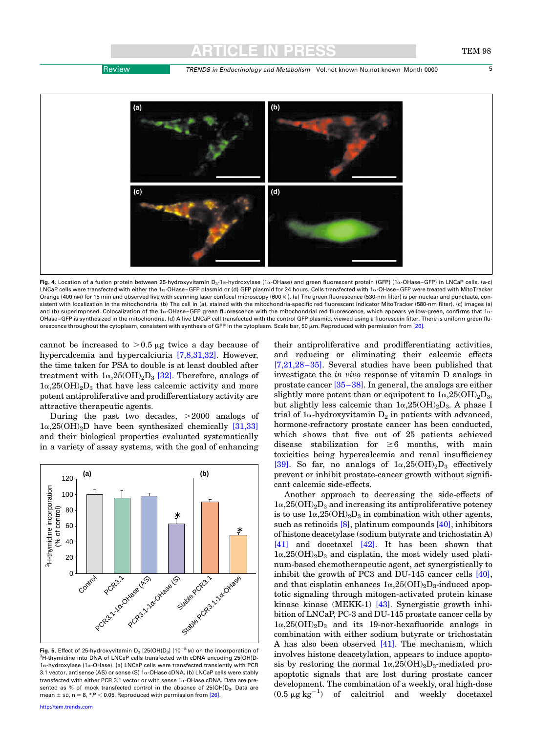Fig. 4. Location of a fusion protein between 25-hydroxyvitamin $D_3$-1α-hydroxylase (1α-OHase) and green fluorescent protein (GFP) (1α-OHase–GFP) in LNCaP cells. (a-c) LNCaP cells were transfected with either the 1α-OHase–GFP plasmid or (d) GFP plasmid for 24 hours. Cells transfected with 1α-OHase–GFP were treated with MitoTracker Orange (400 nM) for 15 min and observed live with scanning laser confocal microscopy (600×). (a) The green fluorescence (530-nm filter) is perinuclear and punctuate, consistent with localization in the mitochondria. (b) The cell in (a), stained with the mitochondria-specific red fluorescent indicator MitoTracker (580-nm filter). (c) images (a) and (b) superimposed. Colocalization of the 1α-OHase–GFP green fluorescence with the mitochondrial red fluorescence, which appears yellow-green, confirms that 1α-OHase–GFP is synthesized in the mitochondria. (d) A live LNCaP cell transfected with the control GFP plasmid, viewed using a fluorescein filter. There is uniform green fluorescence throughout the cytoplasm, consistent with synthesis of GFP in the cytoplasm. Scale bar, 50 μm. Reproduced with permission from [26].

cannot be increased to >0.5 μg twice a day because of hypercalcemia and hypercalciuria [7,8,31,32]. However, the time taken for PSA to double is at least doubled after treatment with $1\alpha,25(OH)_2D_3$ [32]. Therefore, analogs of $1\alpha,25(OH)_2D_3$ that have less calcemic activity and more potent antiproliferative and prodifferentiatory activity are attractive therapeutic agents.

During the past two decades, >2000 analogs of $1\alpha,25(OH)_2D$ have been synthesized chemically [31,33] and their biological properties evaluated systematically in a variety of assay systems, with the goal of enhancing their antiproliferative and prodifferentiating activities, and reducing or eliminating their calcemic effects [7,21,28–35]. Several studies have been published that investigate the *in vivo* response of vitamin D analogs in prostate cancer [35–38]. In general, the analogs are either slightly more potent than or equipotent to $1\alpha,25(OH)_2D_3$, but slightly less calcemic than $1\alpha,25(OH)_2D_3$. A phase I trial of 1α-hydroxyvitamin $D_2$ in patients with advanced, hormone-refractory prostate cancer has been conducted, which shows that five out of 25 patients achieved disease stabilization for ≥6 months, with main toxicities being hypercalcemia and renal insufficiency [39]. So far, no analogs of $1\alpha,25(OH)_2D_3$ effectively prevent or inhibit prostate-cancer growth without significant calcemic side-effects.

Fig. 5. Effect of 25-hydroxyvitamin $D_3$ [25(OH)$D_3$] ($10^{-8}$ M) on the incorporation of $^3$H-thymidine into DNA of LNCaP cells transfected with cDNA encoding 25(OH)D-1α-hydroxylase (1α-OHase). (a) LNCaP cells were transfected transiently with PCR 3.1 vector, antisense (AS) or sense (S) 1α-OHase cDNA. (b) LNCaP cells were stably transfected with either PCR 3.1 vector or with sense 1α-OHase cDNA. Data are presented as % of mock transfected control in the absence of 25(OH)$D_3$. Data are mean ± SD, n = 8, *$P < 0.05$. Reproduced with permission from [26].

Another approach to decreasing the side-effects of $1\alpha,25(OH)_2D_3$ and increasing its antiproliferative potency is to use $1\alpha,25(OH)_2D_3$ in combination with other agents, such as retinoids [8], platinum compounds [40], inhibitors of histone deacetylase (sodium butyrate and trichostatin A) [41] and docetaxel [42]. It has been shown that $1\alpha,25(OH)_2D_3$ and cisplatin, the most widely used platinum-based chemotherapeutic agent, act synergistically to inhibit the growth of PC3 and DU-145 cancer cells [40], and that cisplatin enhances $1\alpha,25(OH)_2D_3$-induced apoptotic signaling through mitogen-activated protein kinase kinase kinase (MEKK-1) [43]. Synergistic growth inhibition of LNCaP, PC-3 and DU-145 prostate cancer cells by $1\alpha,25(OH)_2D_3$ and its 19-nor-hexafluoride analogs in combination with either sodium butyrate or trichostatin A has also been observed [41]. The mechanism, which involves histone deacetylation, appears to induce apoptosis by restoring the normal $1\alpha,25(OH)_2D_3$-mediated pro-apoptotic signals that are lost during prostate cancer development. The combination of a weekly, oral high-dose (0.5 μg $kg^{-1}$) of calcitriol and weekly docetaxel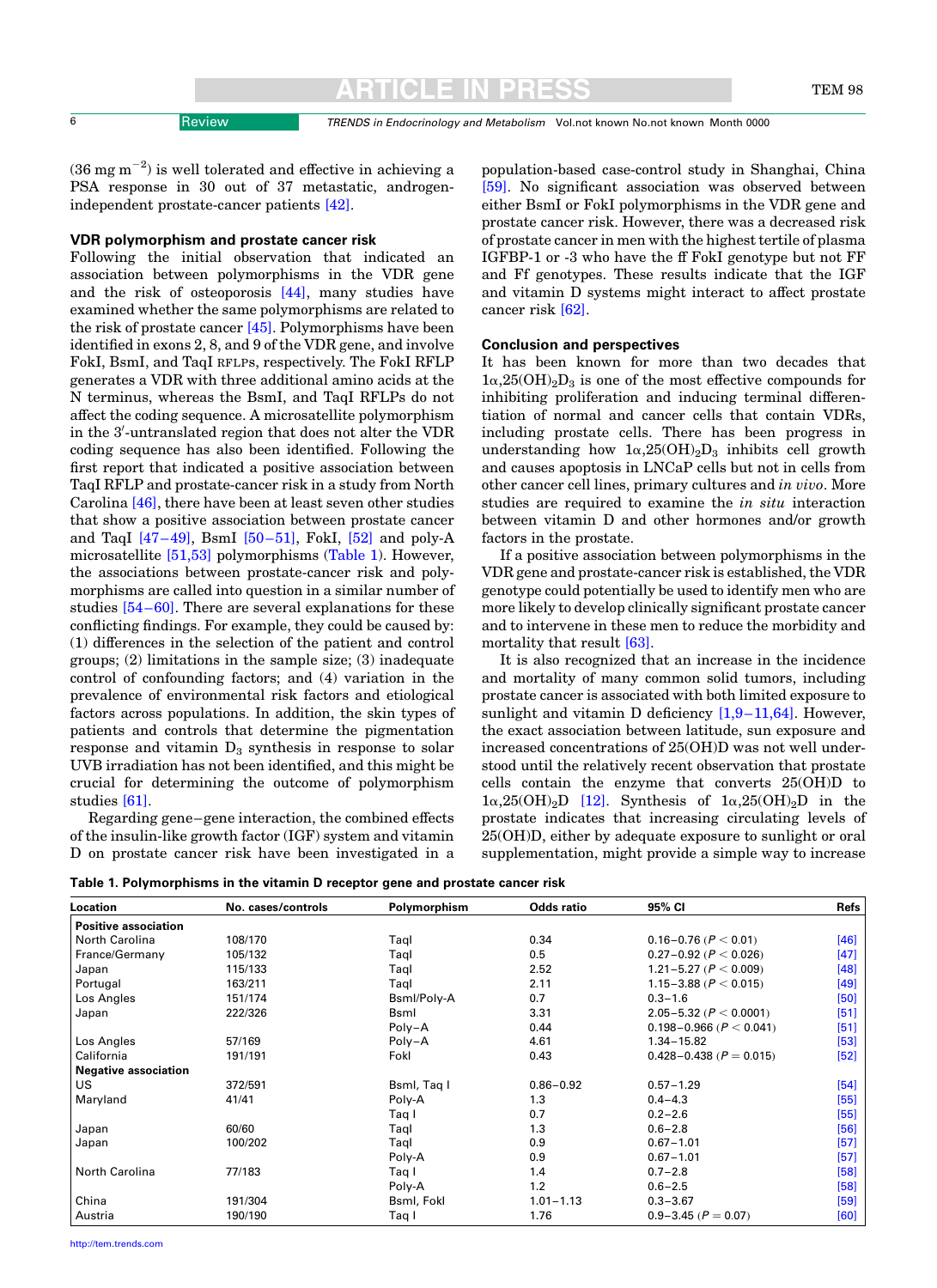(36 mg m$^{-2}$) is well tolerated and effective in achieving a PSA response in 30 out of 37 metastatic, androgen-independent prostate-cancer patients [42].

### VDR polymorphism and prostate cancer risk

Following the initial observation that indicated an association between polymorphisms in the VDR gene and the risk of osteoporosis [44], many studies have examined whether the same polymorphisms are related to the risk of prostate cancer [45]. Polymorphisms have been identified in exons 2, 8, and 9 of the VDR gene, and involve FokI, BsmI, and TaqI RFLPs, respectively. The FokI RFLP generates a VDR with three additional amino acids at the N terminus, whereas the BsmI, and TaqI RFLPs do not affect the coding sequence. A microsatellite polymorphism in the 3′-untranslated region that does not alter the VDR coding sequence has also been identified. Following the first report that indicated a positive association between TaqI RFLP and prostate-cancer risk in a study from North Carolina [46], there have been at least seven other studies that show a positive association between prostate cancer and TaqI [47–49], BsmI [50–51], FokI, [52] and poly-A microsatellite [51,53] polymorphisms (Table 1). However, the associations between prostate-cancer risk and polymorphisms are called into question in a similar number of studies [54–60]. There are several explanations for these conflicting findings. For example, they could be caused by: (1) differences in the selection of the patient and control groups; (2) limitations in the sample size; (3) inadequate control of confounding factors; and (4) variation in the prevalence of environmental risk factors and etiological factors across populations. In addition, the skin types of patients and controls that determine the pigmentation response and vitamin $D_3$ synthesis in response to solar UVB irradiation has not been identified, and this might be crucial for determining the outcome of polymorphism studies [61].

Regarding gene–gene interaction, the combined effects of the insulin-like growth factor (IGF) system and vitamin D on prostate cancer risk have been investigated in a population-based case-control study in Shanghai, China [59]. No significant association was observed between either BsmI or FokI polymorphisms in the VDR gene and prostate cancer risk. However, there was a decreased risk of prostate cancer in men with the highest tertile of plasma IGFBP-1 or -3 who have the ff FokI genotype but not FF and Ff genotypes. These results indicate that the IGF and vitamin D systems might interact to affect prostate cancer risk [62].

### Conclusion and perspectives

It has been known for more than two decades that $1\alpha$,25(OH)$_2$D$_3$ is one of the most effective compounds for inhibiting proliferation and inducing terminal differentiation of normal and cancer cells that contain VDRs, including prostate cells. There has been progress in understanding how $1\alpha$,25(OH)$_2$D$_3$ inhibits cell growth and causes apoptosis in LNCaP cells but not in cells from other cancer cell lines, primary cultures and *in vivo*. More studies are required to examine the *in situ* interaction between vitamin D and other hormones and/or growth factors in the prostate.

If a positive association between polymorphisms in the VDR gene and prostate-cancer risk is established, the VDR genotype could potentially be used to identify men who are more likely to develop clinically significant prostate cancer and to intervene in these men to reduce the morbidity and mortality that result [63].

It is also recognized that an increase in the incidence and mortality of many common solid tumors, including prostate cancer is associated with both limited exposure to sunlight and vitamin D deficiency [1,9–11,64]. However, the exact association between latitude, sun exposure and increased concentrations of 25(OH)D was not well understood until the relatively recent observation that prostate cells contain the enzyme that converts 25(OH)D to $1\alpha$,25(OH)$_2$D [12]. Synthesis of $1\alpha$,25(OH)$_2$D in the prostate indicates that increasing circulating levels of 25(OH)D, either by adequate exposure to sunlight or oral supplementation, might provide a simple way to increase

**Table 1. Polymorphisms in the vitamin D receptor gene and prostate cancer risk**

| Location | No. cases/controls | Polymorphism | Odds ratio | 95% CI | Refs |
|---|---|---|---|---|---|
| **Positive association** | | | | | |
| North Carolina | 108/170 | TaqI | 0.34 | 0.16–0.76 ($P < 0.01$) | [46] |
| France/Germany | 105/132 | TaqI | 0.5 | 0.27–0.92 ($P < 0.026$) | [47] |
| Japan | 115/133 | TaqI | 2.52 | 1.21–5.27 ($P < 0.009$) | [48] |
| Portugal | 163/211 | TaqI | 2.11 | 1.15–3.88 ($P < 0.015$) | [49] |
| Los Angles | 151/174 | BsmI/Poly-A | 0.7 | 0.3–1.6 | [50] |
| Japan | 222/326 | BsmI | 3.31 | 2.05–5.32 ($P < 0.0001$) | [51] |
| | | Poly–A | 0.44 | 0.198–0.966 ($P < 0.041$) | [51] |
| Los Angles | 57/169 | Poly–A | 4.61 | 1.34–15.82 | [53] |
| California | 191/191 | FokI | 0.43 | 0.428–0.438 ($P = 0.015$) | [52] |
| **Negative association** | | | | | |
| US | 372/591 | BsmI, Taq I | 0.86–0.92 | 0.57–1.29 | [54] |
| Maryland | 41/41 | Poly-A | 1.3 | 0.4–4.3 | [55] |
| | | Taq I | 0.7 | 0.2–2.6 | [55] |
| Japan | 60/60 | TaqI | 1.3 | 0.6–2.8 | [56] |
| Japan | 100/202 | TaqI | 0.9 | 0.67–1.01 | [57] |
| | | Poly-A | 0.9 | 0.67–1.01 | [57] |
| North Carolina | 77/183 | Taq I | 1.4 | 0.7–2.8 | [58] |
| | | Poly-A | 1.2 | 0.6–2.5 | [58] |
| China | 191/304 | BsmI, FokI | 1.01–1.13 | 0.3–3.67 | [59] |
| Austria | 190/190 | Taq I | 1.76 | 0.9–3.45 ($P = 0.07$) | [60] |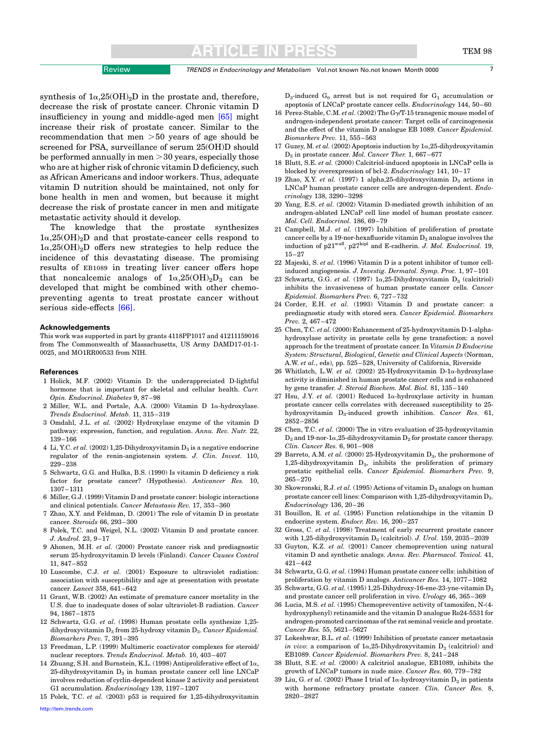synthesis of $1\alpha,25(OH)_2D$ in the prostate and, therefore, decrease the risk of prostate cancer. Chronic vitamin D insufficiency in young and middle-aged men [65] might increase their risk of prostate cancer. Similar to the recommendation that men >50 years of age should be screened for PSA, surveillance of serum 25(OH)D should be performed annually in men >30 years, especially those who are at higher risk of chronic vitamin D deficiency, such as African Americans and indoor workers. Thus, adequate vitamin D nutrition should be maintained, not only for bone health in men and women, but because it might decrease the risk of prostate cancer in men and mitigate metastatic activity should it develop.

The knowledge that the prostate synthesizes $1\alpha,25(OH)_2D$ and that prostate-cancer cells respond to $1\alpha,25(OH)_2D$ offers new strategies to help reduce the incidence of this devastating disease. The promising results of EB1089 in treating liver cancer offers hope that noncalcemic analogs of $1\alpha,25(OH)_2D_3$ can be developed that might be combined with other chemo-preventing agents to treat prostate cancer without serious side-effects [66].

### Acknowledgements

This work was supported in part by grants 4118PP1017 and 41211159016 from The Commonwealth of Massachusetts, US Army DAMD17-01-1-0025, and MO1RR00533 from NIH.

### References

1 Holick, M.F. (2002) Vitamin D: the underappreciated D-lightful hormone that is important for skeletal and cellular health. *Curr. Opin. Endocrinol. Diabetes* 9, 87–98
2 Miller, W.L. and Portale, A.A. (2000) Vitamin D 1α-hydroxylase. *Trends Endocrinol. Metab.* 11, 315–319
3 Omdahl, J.L. *et al.* (2002) Hydroxylase enzyme of the vitamin D pathway: expression, function, and regulation. *Annu. Rev. Nutr.* 22, 139–166
4 Li, Y.C. *et al.* (2002) 1,25-Dihydroxyvitamin $D_3$ is a negative endocrine regulator of the renin-angiotensin system. *J. Clin. Invest.* 110, 229–238
5 Schwartz, G.G. and Hulka, B.S. (1990) Is vitamin D deficiency a risk factor for prostate cancer? (Hypothesis). *Anticancer Res.* 10, 1307–1311
6 Miller, G.J. (1999) Vitamin D and prostate cancer: biologic interactions and clinical potentials. *Cancer Metastasis Rev.* 17, 353–360
7 Zhao, X.Y. and Feldman, D. (2001) The role of vitamin D in prostate cancer. *Steroids* 66, 293–300
8 Polek, T.C. and Weigel, N.L. (2002) Vitamin D and prostate cancer. *J. Androl.* 23, 9–17
9 Ahonen, M.H. *et al.* (2000) Prostate cancer risk and prediagnostic serum 25-hydroxyvitamin D levels (Finland). *Cancer Causes Control* 11, 847–852
10 Luscombe, C.J. *et al.* (2001) Exposure to ultraviolet radiation: association with susceptibility and age at presentation with prostate cancer. *Lancet* 358, 641–642
11 Grant, W.B. (2002) An estimate of premature cancer mortality in the U.S. due to inadequate doses of solar ultraviolet-B radiation. *Cancer* 94, 1867–1875
12 Schwartz, G.G. *et al.* (1998) Human prostate cells synthesize 1,25-dihydroxyvitamin $D_3$ from 25-hydroxy vitamin $D_3$. *Cancer Epidemiol. Biomarkers Prev.* 7, 391–395
13 Freedman, L.P. (1999) Multimeric coactivator complexes for steroid/nuclear receptors. *Trends Endocrinol. Metab.* 10, 403–407
14 Zhuang, S.H. and Burnstein, K.L. (1998) Antiproliferative effect of 1α,25-dihydroxyvitamin $D_3$ in human prostate cancer cell line LNCaP involves reduction of cyclin-dependent kinase 2 activity and persistent G1 accumulation. *Endocrinology* 139, 1197–1207
15 Polek, T.C. *et al.* (2003) p53 is required for 1,25-dihydroxyvitamin $D_3$-induced $G_0$ arrest but is not required for $G_1$ accumulation or apoptosis of LNCaP prostate cancer cells. *Endocrinology* 144, 50–60
16 Perez-Stable, C.M. *et al.* (2002) The Gγ/T-15 transgenic mouse model of androgen-independent prostate cancer: Target cells of carcinogenesis and the effect of the vitamin D analogue EB 1089. *Cancer Epidemiol. Biomarkers Prev.* 11, 555–563
17 Guzey, M. *et al.* (2002) Apoptosis induction by 1α,25-dihydroxyvitamin $D_3$ in prostate cancer. *Mol. Cancer Ther.* 1, 667–677
18 Blutt, S.E. *et al.* (2000) Calcitriol-induced apoptosis in LNCaP cells is blocked by overexpression of bcl-2. *Endocrinology* 141, 10–17
19 Zhao, X.Y. *et al.* (1997) 1 alpha,25-dihydroxyvitamin $D_3$ actions in LNCaP human prostate cancer cells are androgen-dependent. *Endocrinology* 138, 3290–3298
20 Yang, E.S. *et al.* (2002) Vitamin D-mediated growth inhibition of an androgen-ablated LNCaP cell line model of human prostate cancer. *Mol. Cell. Endocrinol.* 186, 69–79
21 Campbell, M.J. *et al.* (1997) Inhibition of proliferation of prostate cancer cells by a 19-nor-hexafluoride vitamin $D_3$ analogue involves the induction of $p21^{waf1}$, $p27^{kip1}$ and E-cadherin. *J. Mol. Endocrinol.* 19, 15–27
22 Majeski, S. *et al.* (1996) Vitamin D is a potent inhibitor of tumor cell-induced angiogenesis. *J. Investig. Dermatol. Symp. Proc.* 1, 97–101
23 Schwartz, G.G. *et al.* (1997) 1α,25-Dihydroxyvitamin $D_3$ (calcitriol) inhibits the invasiveness of human prostate cancer cells. *Cancer Epidemiol. Biomarkers Prev.* 6, 727–732
24 Corder, E.H. *et al.* (1993) Vitamin D and prostate cancer: a prediagnostic study with stored sera. *Cancer Epidemiol. Biomarkers Prev.* 2, 467–472
25 Chen, T.C. *et al.* (2000) Enhancement of 25-hydroxyvitamin D-1-alpha-hydroxylase activity in prostate cells by gene transfection: a novel approach for the treatment of prostate cancer. In *Vitamin D Endocrine System: Structural, Biological, Genetic and Clinical Aspects* (Norman, A.W. *et al.*, eds), pp. 525–528, University of California, Riverside
26 Whitlatch, L.W. *et al.* (2002) 25-Hydroxyvitamin D-1α-hydroxylase activity is diminished in human prostate cancer cells and is enhanced by gene transfer. *J. Steroid Biochem. Mol. Biol.* 81, 135–140
27 Hsu, J.Y. *et al.* (2001) Reduced 1α-hydroxylase activity in human prostate cancer cells correlates with decreased susceptibility to 25-hydroxyvitamin $D_3$-induced growth inhibition. *Cancer Res.* 61, 2852–2856
28 Chen, T.C. *et al.* (2000) The in vitro evaluation of 25-hydroxyvitamin $D_3$ and 19-nor-1α,25-dihydroxyvitamin $D_2$ for prostate cancer therapy. *Clin. Cancer Res.* 6, 901–908
29 Barreto, A.M. *et al.* (2000) 25-Hydroxyvitamin $D_3$, the prohormone of 1,25-dihydroxyvitamin $D_3$, inhibits the proliferation of primary prostatic epithelial cells. *Cancer Epidemiol. Biomarkers Prev.* 9, 265–270
30 Skowronski, R.J. *et al.* (1995) Actions of vitamin $D_3$ analogs on human prostate cancer cell lines: Comparison with 1,25-dihydroxyvitamin $D_3$. *Endocrinology* 136, 20–26
31 Bouillon, R. *et al.* (1995) Function relationships in the vitamin D endocrine system. *Endocr. Rev.* 16, 200–257
32 Gross, C. *et al.* (1998) Treatment of early recurrent prostate cancer with 1,25-dihydroxyvitamin $D_3$ (calcitriol). *J. Urol.* 159, 2035–2039
33 Guyton, K.Z. *et al.* (2001) Cancer chemoprevention using natural vitamin D and synthetic analogs. *Annu. Rev. Pharmacol. Toxicol.* 41, 421–442
34 Schwartz, G.G. *et al.* (1994) Human prostate cancer cells: inhibition of proliferation by vitamin D analogs. *Anticancer Res.* 14, 1077–1082
35 Schwartz, G.G. *et al.* (1995) 1,25-Dihydroxy-16-ene-23-yne-vitamin $D_3$ and prostate cancer cell proliferation in vivo. *Urology* 46, 365–369
36 Lucia, M.S. *et al.* (1995) Chemopreventive activity of tamoxifen, N-(4-hydroxyphenyl) retinamide and the vitamin D analogue Ro24-5531 for androgen-promoted carcinomas of the rat seminal vesicle and prostate. *Cancer Res.* 55, 5621–5627
37 Lokeshwar, B.L. *et al.* (1999) Inhibition of prostate cancer metastasis *in vivo*: a comparison of 1α,25-Dihydroxyvitamin $D_3$ (calcitriol) and EB1089. *Cancer Epidemiol. Biomarkers Prev.* 8, 241–248
38 Blutt, S.E. *et al.* (2000) A calcitriol analogue, EB1089, inhibits the growth of LNCaP tumors in nude mice. *Cancer Res.* 60, 779–782
39 Liu, G. *et al.* (2002) Phase I trial of 1α-hydroxyvitamin $D_2$ in patients with hormone refractory prostate cancer. *Clin. Cancer Res.* 8, 2820–2827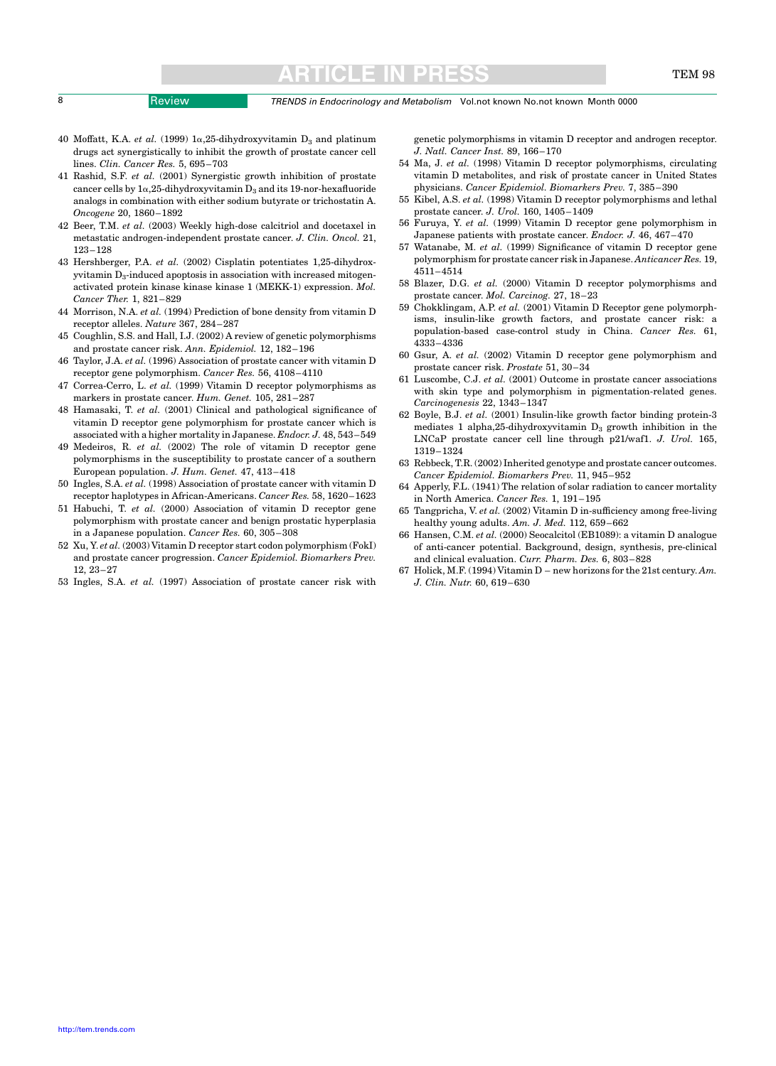40 Moffatt, K.A. *et al.* (1999) 1α,25-dihydroxyvitamin $D_3$ and platinum drugs act synergistically to inhibit the growth of prostate cancer cell lines. *Clin. Cancer Res.* 5, 695–703

41 Rashid, S.F. *et al.* (2001) Synergistic growth inhibition of prostate cancer cells by 1α,25-dihydroxyvitamin $D_3$ and its 19-nor-hexafluoride analogs in combination with either sodium butyrate or trichostatin A. *Oncogene* 20, 1860–1892

42 Beer, T.M. *et al.* (2003) Weekly high-dose calcitriol and docetaxel in metastatic androgen-independent prostate cancer. *J. Clin. Oncol.* 21, 123–128

43 Hershberger, P.A. *et al.* (2002) Cisplatin potentiates 1,25-dihydroxyvitamin $D_3$-induced apoptosis in association with increased mitogen-activated protein kinase kinase kinase 1 (MEKK-1) expression. *Mol. Cancer Ther.* 1, 821–829

44 Morrison, N.A. *et al.* (1994) Prediction of bone density from vitamin D receptor alleles. *Nature* 367, 284–287

45 Coughlin, S.S. and Hall, I.J. (2002) A review of genetic polymorphisms and prostate cancer risk. *Ann. Epidemiol.* 12, 182–196

46 Taylor, J.A. *et al.* (1996) Association of prostate cancer with vitamin D receptor gene polymorphism. *Cancer Res.* 56, 4108–4110

47 Correa-Cerro, L. *et al.* (1999) Vitamin D receptor polymorphisms as markers in prostate cancer. *Hum. Genet.* 105, 281–287

48 Hamasaki, T. *et al.* (2001) Clinical and pathological significance of vitamin D receptor gene polymorphism for prostate cancer which is associated with a higher mortality in Japanese. *Endocr. J.* 48, 543–549

49 Medeiros, R. *et al.* (2002) The role of vitamin D receptor gene polymorphisms in the susceptibility to prostate cancer of a southern European population. *J. Hum. Genet.* 47, 413–418

50 Ingles, S.A. *et al.* (1998) Association of prostate cancer with vitamin D receptor haplotypes in African-Americans. *Cancer Res.* 58, 1620–1623

51 Habuchi, T. *et al.* (2000) Association of vitamin D receptor gene polymorphism with prostate cancer and benign prostatic hyperplasia in a Japanese population. *Cancer Res.* 60, 305–308

52 Xu, Y. *et al.* (2003) Vitamin D receptor start codon polymorphism (FokI) and prostate cancer progression. *Cancer Epidemiol. Biomarkers Prev.* 12, 23–27

53 Ingles, S.A. *et al.* (1997) Association of prostate cancer risk with genetic polymorphisms in vitamin D receptor and androgen receptor. *J. Natl. Cancer Inst.* 89, 166–170

54 Ma, J. *et al.* (1998) Vitamin D receptor polymorphisms, circulating vitamin D metabolites, and risk of prostate cancer in United States physicians. *Cancer Epidemiol. Biomarkers Prev.* 7, 385–390

55 Kibel, A.S. *et al.* (1998) Vitamin D receptor polymorphisms and lethal prostate cancer. *J. Urol.* 160, 1405–1409

56 Furuya, Y. *et al.* (1999) Vitamin D receptor gene polymorphism in Japanese patients with prostate cancer. *Endocr. J.* 46, 467–470

57 Watanabe, M. *et al.* (1999) Significance of vitamin D receptor gene polymorphism for prostate cancer risk in Japanese. *Anticancer Res.* 19, 4511–4514

58 Blazer, D.G. *et al.* (2000) Vitamin D receptor polymorphisms and prostate cancer. *Mol. Carcinog.* 27, 18–23

59 Chokklingam, A.P. *et al.* (2001) Vitamin D Receptor gene polymorphisms, insulin-like growth factors, and prostate cancer risk: a population-based case-control study in China. *Cancer Res.* 61, 4333–4336

60 Gsur, A. *et al.* (2002) Vitamin D receptor gene polymorphism and prostate cancer risk. *Prostate* 51, 30–34

61 Luscombe, C.J. *et al.* (2001) Outcome in prostate cancer associations with skin type and polymorphism in pigmentation-related genes. *Carcinogenesis* 22, 1343–1347

62 Boyle, B.J. *et al.* (2001) Insulin-like growth factor binding protein-3 mediates 1 alpha,25-dihydroxyvitamin $D_3$ growth inhibition in the LNCaP prostate cancer cell line through p21/waf1. *J. Urol.* 165, 1319–1324

63 Rebbeck, T.R. (2002) Inherited genotype and prostate cancer outcomes. *Cancer Epidemiol. Biomarkers Prev.* 11, 945–952

64 Apperly, F.L. (1941) The relation of solar radiation to cancer mortality in North America. *Cancer Res.* 1, 191–195

65 Tangpricha, V. *et al.* (2002) Vitamin D in-sufficiency among free-living healthy young adults. *Am. J. Med.* 112, 659–662

66 Hansen, C.M. *et al.* (2000) Seocalcitol (EB1089): a vitamin D analogue of anti-cancer potential. Background, design, synthesis, pre-clinical and clinical evaluation. *Curr. Pharm. Des.* 6, 803–828

67 Holick, M.F. (1994) Vitamin D – new horizons for the 21st century. *Am. J. Clin. Nutr.* 60, 619–630